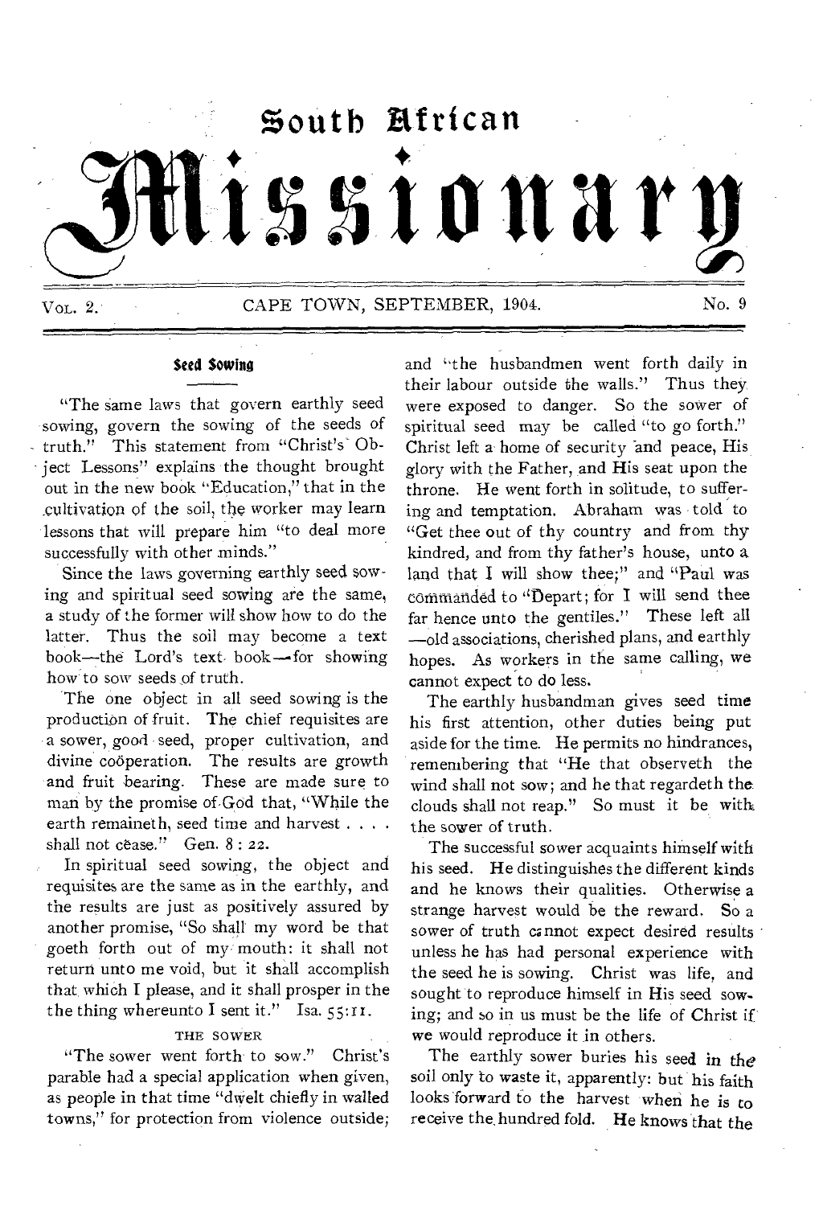# South African Missionary

VOL. 2. CAPE TOWN, SEPTEMBER, 1904. No. 9

## Seed Sowing

"The same laws that govern earthly seed sowing, govern the sowing of the seeds of truth." This statement from "Christ's Object Lessons" explains the thought brought out in the new book "Education," that in the cultivation of the soil, the worker may learn lessons that will prepare him "to deal more successfully with other minds."

Since the laws governing earthly seed sowing and spiritual seed sowing are the same, a study of the former will show how to do the latter. Thus the soil may become a text book—the Lord's text book—for showing how to sow seeds of truth.

The one object in all seed sowing is the production of fruit. The chief requisites are a sower, good seed, proper cultivation, and divine coöperation. The results are growth and fruit bearing. These are made sure to man by the promise of God that, "While the earth remaineth, seed time and harvest . . . . shall not cease." Gen. 8 : 22.

In spiritual seed sowing, the object and requisites are the same as in the earthly, and the results are just as positively assured by another promise, "So shall my word be that goeth forth out of my mouth: it shall not return unto me void, but it shall accomplish that which I please, and it shall prosper in the the thing whereunto I sent it." Isa. 55:11.

### THE SOWER

"The sower went forth to sow." Christ's parable had a special application when given, as people in that time "dwelt chiefly in walled towns," for protection from violence outside; and "the husbandmen went forth daily in their labour outside the walls." Thus they were exposed to danger. So the sower of spiritual seed may be called "to go forth." Christ left a home of security and peace, His glory with the Father, and His seat upon the throne. He went forth in solitude, to suffering and temptation. Abraham was told to "Get thee out of thy country and from thy kindred, and from thy father's house, unto a land that I will show thee;" and "Paul was commanded to "Depart; for I will send thee far hence unto the gentiles." These left all —old associations, cherished plans, and earthly hopes. As workers in the same calling, we cannot expect to do less.

The earthly husbandman gives seed time his first attention, other duties being put aside for the time. He permits no hindrances, remembering that "He that observeth the wind shall not sow; and he that regardeth the clouds shall not reap." So must it be with the sower of truth.

The successful sower acquaints himself with his seed. He distinguishes the different kinds and he knows their qualities. Otherwise a strange harvest would be the reward. So a sower of truth cannot expect desired results unless he has had personal experience with the seed he is sowing. Christ was life, and sought to reproduce himself in His seed sowing; and so in us must be the life of Christ if we would reproduce it in others.

The earthly sower buries his seed in the soil only to waste it, apparently: but his faith looks forward to the harvest when he is to receive the hundred fold. He knows that the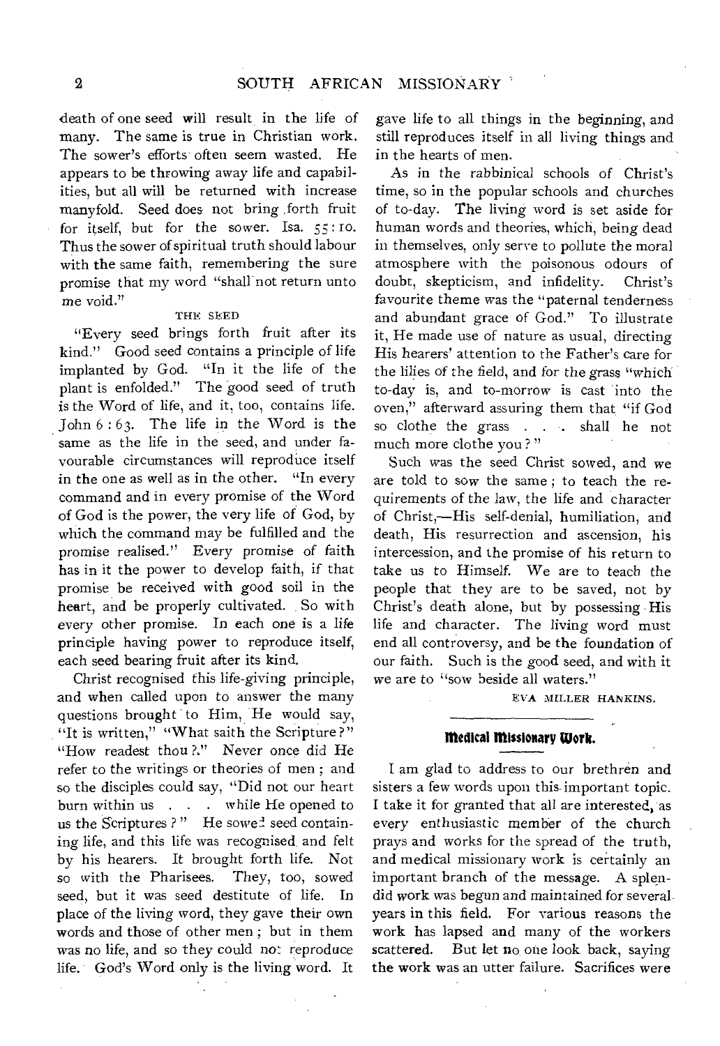death of one seed will result in the life of many. The same is true in Christian work. The sower's efforts often seem wasted. He appears to be throwing away life and capabilities, but all will be returned with increase manyfold. Seed does not bring forth fruit for itself, but for the sower. Isa. 55: 10. Thus the sower of spiritual truth should labour with the same faith, remembering the sure promise that my word "shall not return unto me void."

THE SEED

"Every seed brings forth fruit after its kind." Good seed contains a principle of life implanted by God. "In it the life of the plant is enfolded." The good seed of truth is the Word of life, and it, too, contains life. John 6 : 63. The life in the Word is the same as the life in the seed, and under favourable circumstances will reproduce itself in the one as well as in the other. "In every command and in every promise of the Word of God is the power, the very life of God, by which the command may be fulfilled and the promise realised." Every promise of faith has in it the power to develop faith, if that promise be received with good soil in the heart, and be properly cultivated. So with every other promise. In each one is a life principle having power to reproduce itself, each seed bearing fruit after its kind.

Christ recognised this life-giving principle, and when called upon to answer the many questions brought to Him, He would say, "It is written," "What saith the Scripture?" "How readest thou?" Never once did He refer to the writings or theories of men; and so the disciples could say, "Did not our heart burn within us . . . while He opened to us the Scriptures?" He sowed seed containing life, and this life was recognised and felt by his hearers. It brought forth life. Not so with the Pharisees. They, too, sowed seed, but it was seed destitute of life. In place of the living word, they gave their own words and those of other men; but in them was no life, and so they could not reproduce life. God's Word only is the living word. It gave life to all things in the beginning, and still reproduces itself in all living things and in the hearts of men.

As in the rabbinical schools of Christ's time, so in the popular schools and churches of to-day. The living word is set aside for human words and theories, which, being dead in themselves, only serve to pollute the moral atmosphere with the poisonous odours of doubt, skepticism, and infidelity. Christ's favourite theme was the "paternal tenderness and abundant grace of God." To illustrate it, He made use of nature as usual, directing His hearers' attention to the Father's care for the lilies of the field, and for the grass "which to-day is, and to-morrow is cast into the oven," afterward assuring them that "if God so clothe the grass . . . shall he not much more clothe you?"

Such was the seed Christ sowed, and we are told to sow the same; to teach the requirements of the law, the life and character of Christ,—His self-denial, humiliation, and death, His resurrection and ascension, his intercession, and the promise of his return to take us to Himself. We are to teach the people that they are to be saved, not by Christ's death alone, but by possessing His life and character. The living word must end all controversy, and be the foundation of our faith. Such is the good seed, and with it we are to "sow beside all waters."

EVA MILLER HANKINS.

## Medical Missionary Work.

I am glad to address to our brethren and sisters a few words upon this important topic. I take it for granted that all are interested, as every enthusiastic member of the church prays and works for the spread of the truth, and medical missionary work is certainly an important branch of the message. A splendid work was begun and maintained for several years in this field. For various reasons the work has lapsed and many of the workers scattered. But let no one look back, saying the work was an utter failure. Sacrifices were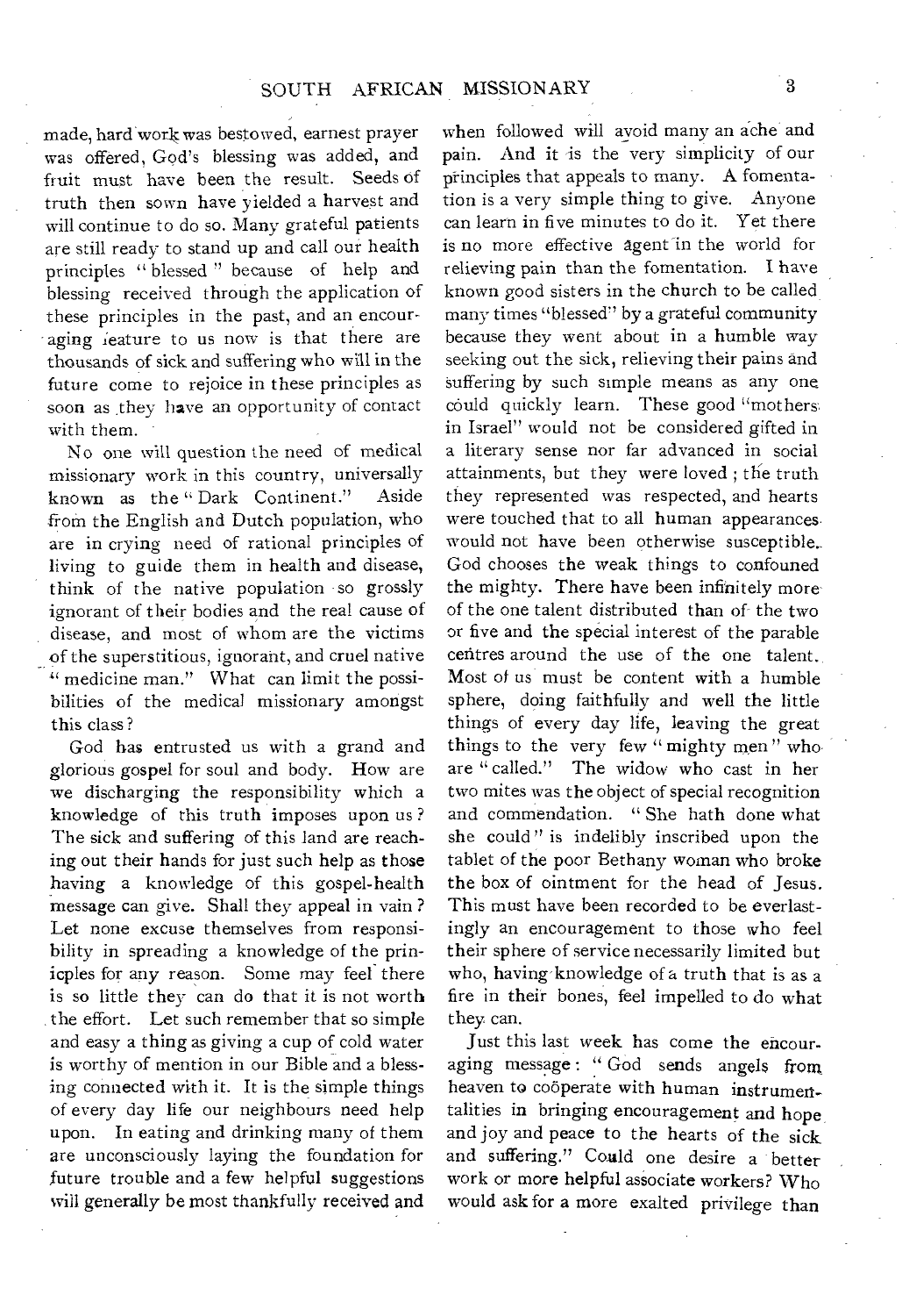made, hard work was bestowed, earnest prayer was offered, God's blessing was added, and fruit must have been the result. Seeds of truth then sown have yielded a harvest and will continue to do so. Many grateful patients are still ready to stand up and call our health principles "blessed" because of help and blessing received through the application of these principles in the past, and an encouraging leature to us now is that there are thousands of sick and suffering who will in the future come to rejoice in these principles as soon as they have an opportunity of contact with them.

No one will question the need of medical missionary work in this country, universally known as the "Dark Continent." Aside from the English and Dutch population, who are in crying need of rational principles of living to guide them in health and disease, think of the native population so grossly ignorant of their bodies and the real cause of disease, and most of whom are the victims of the superstitious, ignorant, and cruel native "medicine man." What can limit the possibilities of the medical missionary amongst this class?

God has entrusted us with a grand and glorious gospel for soul and body. How are we discharging the responsibility which a knowledge of this truth imposes upon us? The sick and suffering of this land are reaching out their hands for just such help as those having a knowledge of this gospel-health message can give. Shall they appeal in vain? Let none excuse themselves from responsibility in spreading a knowledge of the principles for any reason. Some may feel there is so little they can do that it is not worth the effort. Let such remember that so simple and easy a thing as giving a cup of cold water is worthy of mention in our Bible and a blessing connected with it. It is the simple things of every day life our neighbours need help upon. In eating and drinking many of them are unconsciously laying the foundation for future trouble and a few helpful suggestions will generally be most thankfully received and when followed will avoid many an ache and pain. And it is the very simplicity of our principles that appeals to many. A fomentation is a very simple thing to give. Anyone can learn in five minutes to do it. Yet there is no more effective agent in the world for relieving pain than the fomentation. I have known good sisters in the church to be called many times "blessed" by a grateful community because they went about in a humble way seeking out the sick, relieving their pains and suffering by such simple means as any one could quickly learn. These good "mothers in Israel" would not be considered gifted in a literary sense nor far advanced in social attainments, but they were loved; the truth they represented was respected, and hearts were touched that to all human appearances would not have been otherwise susceptible. God chooses the weak things to confouned the mighty. There have been infinitely more of the one talent distributed than of the two or five and the special interest of the parable centres around the use of the one talent. Most of us must be content with a humble sphere, doing faithfully and well the little things of every day life, leaving the great things to the very few "mighty men" who are "called." The widow who cast in her two mites was the object of special recognition and commendation. "She hath done what she could" is indelibly inscribed upon the tablet of the poor Bethany woman who broke the box of ointment for the head of Jesus. This must have been recorded to be everlastingly an encouragement to those who feel their sphere of service necessarily limited but who, having knowledge of a truth that is as a fire in their bones, feel impelled to do what they can.

Just this last week has come the encouraging message: "God sends angels from heaven to coöperate with human instrumentalities in bringing encouragement and hope and joy and peace to the hearts of the sick and suffering." Could one desire a better work or more helpful associate workers? Who would ask for a more exalted privilege than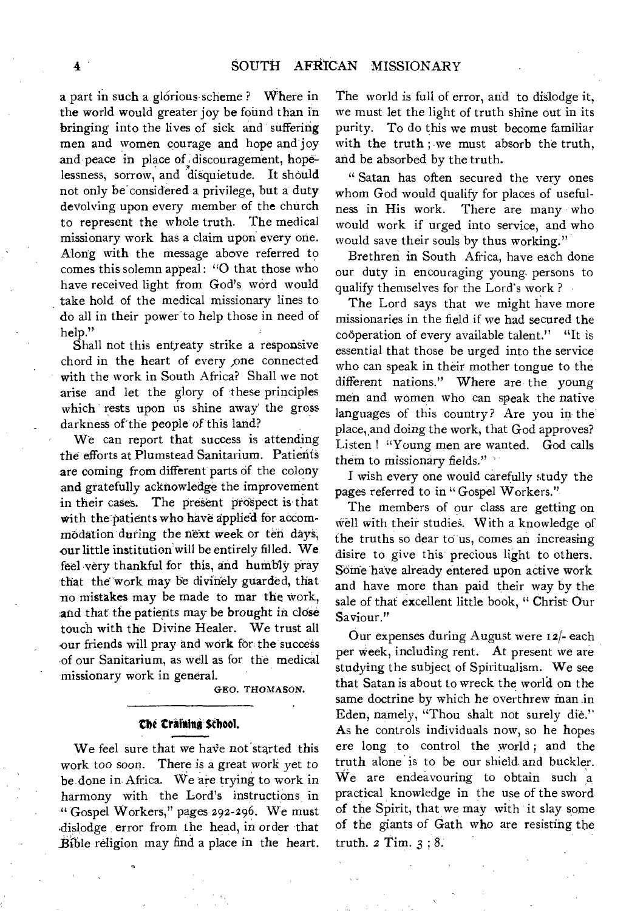a part in such a glorious scheme? Where in the world would greater joy be found than in bringing into the lives of sick and suffering men and women courage and hope and joy and peace in place of discouragement, hopelessness, sorrow, and disquietude. It should not only be considered a privilege, but a duty devolving upon every member of the church to represent the whole truth. The medical missionary work has a claim upon every one. Along with the message above referred to comes this solemn appeal: "O that those who have received light from God's word would take hold of the medical missionary lines to do all in their power to help those in need of help."

Shall not this entreaty strike a responsive chord in the heart of every one connected with the work in South Africa? Shall we not arise and let the glory of these principles which rests upon us shine away the gross darkness of the people of this land?

We can report that success is attending the efforts at Plumstead Sanitarium. Patients are coming from different parts of the colony and gratefully acknowledge the improvement in their cases. The present prospect is that with the patients who have applied for accommodation during the next week or ten days, our little institution will be entirely filled. We feel very thankful for this, and humbly pray that the work may be divinely guarded, that no mistakes may be made to mar the work, and that the patients may be brought in close touch with the Divine Healer. We trust all our friends will pray and work for the success of our Sanitarium, as well as for the medical missionary work in general.

GEO. THOMASON.

## The Training School.

We feel sure that we have not started this work too soon. There is a great work yet to be done in Africa. We are trying to work in harmony with the Lord's instructions in "Gospel Workers," pages 292-296. We must dislodge error from the head, in order that Bible religion may find a place in the heart. The world is full of error, and to dislodge it, we must let the light of truth shine out in its purity. To do this we must become familiar with the truth; we must absorb the truth, and be absorbed by the truth.

"Satan has often secured the very ones whom God would qualify for places of usefulness in His work. There are many who would work if urged into service, and who would save their souls by thus working."

Brethren in South Africa, have each done our duty in encouraging young persons to qualify themselves for the Lord's work?

The Lord says that we might have more missionaries in the field if we had secured the coöperation of every available talent." "It is essential that those be urged into the service who can speak in their mother tongue to the different nations." Where are the young men and women who can speak the native languages of this country? Are you in the place, and doing the work, that God approves? Listen! "Young men are wanted. God calls them to missionary fields."

I wish every one would carefully study the pages referred to in "Gospel Workers."

The members of our class are getting on well with their studies. With a knowledge of the truths so dear to us, comes an increasing disire to give this precious light to others. Some have already entered upon active work and have more than paid their way by the sale of that excellent little book, "Christ Our Saviour."

Our expenses during August were 12/- each per week, including rent. At present we are studying the subject of Spiritualism. We see that Satan is about to wreck the world on the same doctrine by which he overthrew man in Eden, namely, "Thou shalt not surely die." As he controls individuals now, so he hopes ere long to control the world; and the truth alone is to be our shield and buckler. We are endeavouring to obtain such a practical knowledge in the use of the sword of the Spirit, that we may with it slay some of the giants of Gath who are resisting the truth. 2 Tim. 3; 8.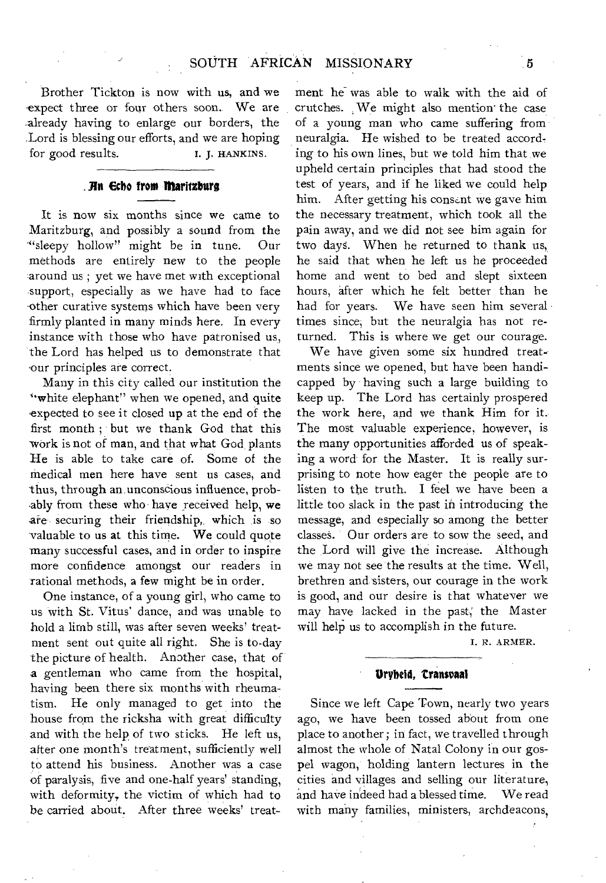Brother Tickton is now with us, and we expect three or four others soon. We are already having to enlarge our borders, the Lord is blessing our efforts, and we are hoping for good results.

I. J. HANKINS.

## An Echo from Maritzburg

It is now six months since we came to Maritzburg, and possibly a sound from the "sleepy hollow" might be in tune. Our methods are entirely new to the people around us; yet we have met with exceptional support, especially as we have had to face other curative systems which have been very firmly planted in many minds here. In every instance with those who have patronised us, the Lord has helped us to demonstrate that our principles are correct.

Many in this city called our institution the "white elephant" when we opened, and quite expected to see it closed up at the end of the first month; but we thank God that this work is not of man, and that what God plants He is able to take care of. Some of the medical men here have sent us cases, and thus, through an unconscious influence, probably from these who have received help, we are securing their friendship, which is so valuable to us at this time. We could quote many successful cases, and in order to inspire more confidence amongst our readers in rational methods, a few might be in order.

One instance, of a young girl, who came to us with St. Vitus' dance, and was unable to hold a limb still, was after seven weeks' treatment sent out quite all right. She is to-day the picture of health. Another case, that of a gentleman who came from the hospital, having been there six months with rheumatism. He only managed to get into the house from the ricksha with great difficulty and with the help of two sticks. He left us, after one month's treatment, sufficiently well to attend his business. Another was a case of paralysis, five and one-half years' standing, with deformity, the victim of which had to be carried about. After three weeks' treatment he was able to walk with the aid of crutches. We might also mention the case of a young man who came suffering from neuralgia. He wished to be treated according to his own lines, but we told him that we upheld certain principles that had stood the test of years, and if he liked we could help him. After getting his consent we gave him the necessary treatment, which took all the pain away, and we did not see him again for two days. When he returned to thank us, he said that when he left us he proceeded home and went to bed and slept sixteen hours, after which he felt better than he had for years. We have seen him several times since, but the neuralgia has not returned. This is where we get our courage.

We have given some six hundred treatments since we opened, but have been handicapped by having such a large building to keep up. The Lord has certainly prospered the work here, and we thank Him for it. The most valuable experience, however, is the many opportunities afforded us of speaking a word for the Master. It is really surprising to note how eager the people are to listen to the truth. I feel we have been a little too slack in the past in introducing the message, and especially so among the better classes. Our orders are to sow the seed, and the Lord will give the increase. Although we may not see the results at the time. Well, brethren and sisters, our courage in the work is good, and our desire is that whatever we may have lacked in the past, the Master will help us to accomplish in the future.

I. R. ARMER.

## Vryheid, Transvaal

Since we left Cape Town, nearly two years ago, we have been tossed about from one place to another; in fact, we travelled through almost the whole of Natal Colony in our gospel wagon, holding lantern lectures in the cities and villages and selling our literature, and have indeed had a blessed time. We read with many families, ministers, archdeacons,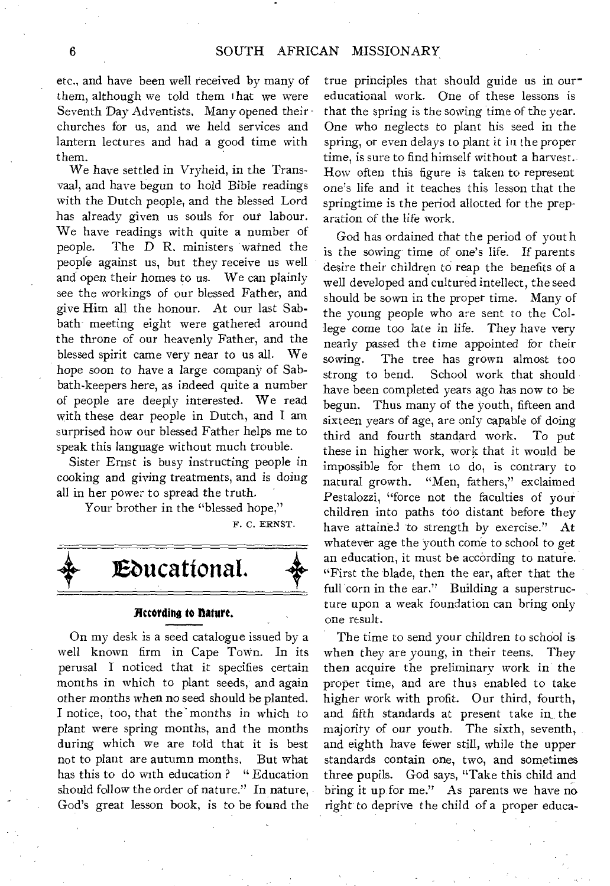etc., and have been well received by many of them, although we told them that we were Seventh Day Adventists. Many opened their churches for us, and we held services and lantern lectures and had a good time with them.

We have settled in Vryheid, in the Transvaal, and have begun to hold Bible readings with the Dutch people, and the blessed Lord has already given us souls for our labour. We have readings with quite a number of people. The D R. ministers warned the people against us, but they receive us well and open their homes to us. We can plainly see the workings of our blessed Father, and give Him all the honour. At our last Sabbath meeting eight were gathered around the throne of our heavenly Father, and the blessed spirit came very near to us all. We hope soon to have a large company of Sabbath-keepers here, as indeed quite a number of people are deeply interested. We read with these dear people in Dutch, and I am surprised how our blessed Father helps me to speak this language without much trouble.

Sister Ernst is busy instructing people in cooking and giving treatments, and is doing all in her power to spread the truth.

Your brother in the "blessed hope,"

F. C. ERNST.

## Educational.

### According to Nature.

On my desk is a seed catalogue issued by a well known firm in Cape Town. In its perusal I noticed that it specifies certain months in which to plant seeds, and again other months when no seed should be planted. I notice, too, that the months in which to plant were spring months, and the months during which we are told that it is best not to plant are autumn months. But what has this to do with education? "Education should follow the order of nature." In nature, God's great lesson book, is to be found the true principles that should guide us in our educational work. One of these lessons is that the spring is the sowing time of the year. One who neglects to plant his seed in the spring, or even delays to plant it in the proper time, is sure to find himself without a harvest. How often this figure is taken to represent one's life and it teaches this lesson that the springtime is the period allotted for the preparation of the life work.

God has ordained that the period of youth is the sowing time of one's life. If parents desire their children to reap the benefits of a well developed and cultured intellect, the seed should be sown in the proper time. Many of the young people who are sent to the College come too late in life. They have very nearly passed the time appointed for their sowing. The tree has grown almost too strong to bend. School work that should have been completed years ago has now to be begun. Thus many of the youth, fifteen and sixteen years of age, are only capable of doing third and fourth standard work. To put these in higher work, work that it would be impossible for them to do, is contrary to natural growth. "Men, fathers," exclaimed Pestalozzi, "force not the faculties of your children into paths too distant before they have attained to strength by exercise." At whatever age the youth come to school to get an education, it must be according to nature. "First the blade, then the ear, after that the full corn in the ear." Building a superstructure upon a weak foundation can bring only one result.

The time to send your children to school is when they are young, in their teens. They then acquire the preliminary work in the proper time, and are thus enabled to take higher work with profit. Our third, fourth, and fifth standards at present take in the majority of our youth. The sixth, seventh, and eighth have fewer still, while the upper standards contain one, two, and sometimes three pupils. God says, "Take this child and bring it up for me." As parents we have no right to deprive the child of a proper educa-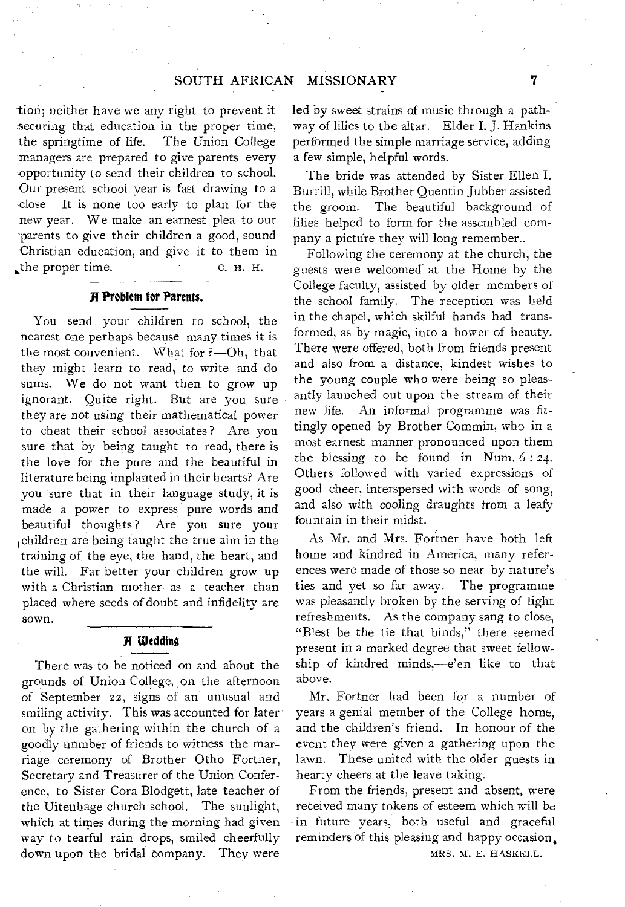tion; neither have we any right to prevent it securing that education in the proper time, the springtime of life. The Union College managers are prepared to give parents every opportunity to send their children to school. Our present school year is fast drawing to a close It is none too early to plan for the new year. We make an earnest plea to our parents to give their children a good, sound Christian education, and give it to them in the proper time.

C. H. H.

## A Problem for Parents.

You send your children to school, the nearest one perhaps because many times it is the most convenient. What for ?—Oh, that they might learn to read, to write and do sums. We do not want then to grow up ignorant. Quite right. But are you sure they are not using their mathematical power to cheat their school associates? Are you sure that by being taught to read, there is the love for the pure and the beautiful in literature being implanted in their hearts? Are you sure that in their language study, it is made a power to express pure words and beautiful thoughts? Are you sure your children are being taught the true aim in the training of the eye, the hand, the heart, and the will. Far better your children grow up with a Christian mother as a teacher than placed where seeds of doubt and infidelity are sown.

## A Wedding

There was to be noticed on and about the grounds of Union College, on the afternoon of September 22, signs of an unusual and smiling activity. This was accounted for later on by the gathering within the church of a goodly nnmber of friends to witness the marriage ceremony of Brother Otho Fortner, Secretary and Treasurer of the Union Conference, to Sister Cora Blodgett, late teacher of the Uitenhage church school. The sunlight, which at times during the morning had given way to tearful rain drops, smiled cheerfully down upon the bridal company. They were led by sweet strains of music through a pathway of lilies to the altar. Elder I. J. Hankins performed the simple marriage service, adding a few simple, helpful words.

The bride was attended by Sister Ellen I. Burrill, while Brother Quentin Jubber assisted the groom. The beautiful background of lilies helped to form for the assembled company a picture they will long remember..

Following the ceremony at the church, the guests were welcomed at the Home by the College faculty, assisted by older members of the school family. The reception was held in the chapel, which skilful hands had transformed, as by magic, into a bower of beauty. There were offered, both from friends present and also from a distance, kindest wishes to the young couple who were being so pleasantly launched out upon the stream of their new life. An informal programme was fittingly opened by Brother Commin, who in a most earnest manner pronounced upon them the blessing to be found in Num. 6 : 24. Others followed with varied expressions of good cheer, interspersed with words of song, and also with cooling draughts from a leafy fountain in their midst.

As Mr. and Mrs. Fortner have both left home and kindred in America, many references were made of those so near by nature's ties and yet so far away. The programme was pleasantly broken by the serving of light refreshments. As the company sang to close, "Blest be the tie that binds," there seemed present in a marked degree that sweet fellowship of kindred minds,—e'en like to that above.

Mr. Fortner had been for a number of years a genial member of the College home, and the children's friend. In honour of the event they were given a gathering upon the lawn. These united with the older guests in hearty cheers at the leave taking.

From the friends, present and absent, were received many tokens of esteem which will be in future years, both useful and graceful reminders of this pleasing and happy occasion.

MRS. M. E. HASKELL.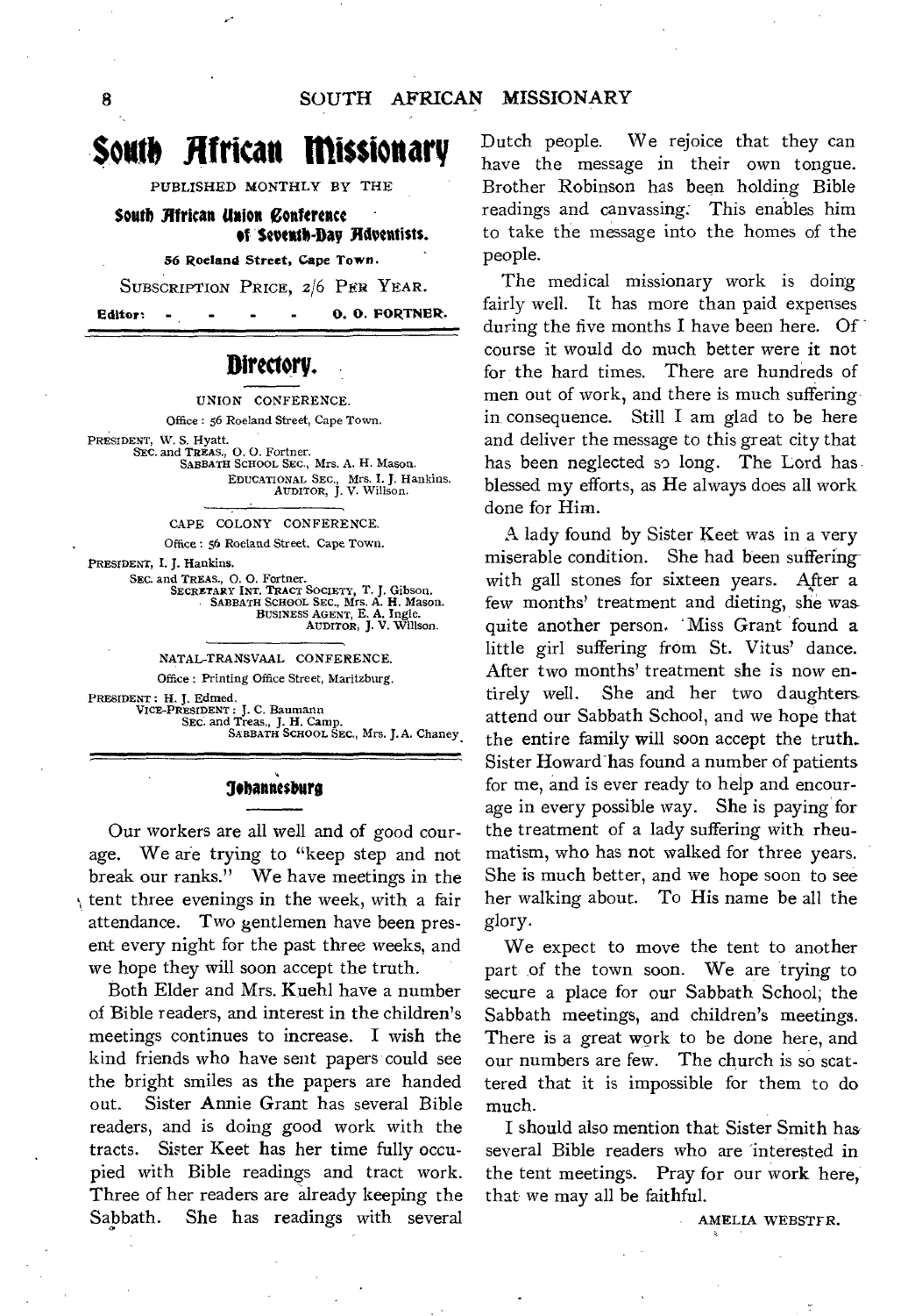# South African Missionary

PUBLISHED MONTHLY BY THE

**South African Union Conference of Seventh-Day Adventists.**

**56 Roeland Street, Cape Town.**

SUBSCRIPTION PRICE, 2/6 PER YEAR.

**Editor:** - - - - - **O. O. FORTNER.**

## Directory.

UNION CONFERENCE.

Office: 56 Roeland Street, Cape Town.

PRESIDENT, W. S. Hyatt.
SEC. and TREAS., O. O. Fortner.
SABBATH SCHOOL SEC., Mrs. A. H. Mason.
EDUCATIONAL SEC., Mrs. I. J. Hankins.
AUDITOR, J. V. Willson.

CAPE COLONY CONFERENCE.

Office: 56 Roeland Street, Cape Town.

PRESIDENT, I. J. Hankins.
SEC. and TREAS., O. O. Fortner.
SECRETARY INT. TRACT SOCIETY, T. J. Gibson.
SABBATH SCHOOL SEC., Mrs. A. H. Mason.
BUSINESS AGENT, E. A. Ingle.
AUDITOR, J. V. Willson.

NATAL-TRANSVAAL CONFERENCE.

Office: Printing Office Street, Maritzburg.

PRESIDENT: H. J. Edmed.
VICE-PRESIDENT: J. C. Baumann
SEC. and Treas., J. H. Camp.
SABBATH SCHOOL SEC., Mrs. J. A. Chaney.

## Johannesburg

Our workers are all well and of good courage. We are trying to "keep step and not break our ranks." We have meetings in the tent three evenings in the week, with a fair attendance. Two gentlemen have been present every night for the past three weeks, and we hope they will soon accept the truth.

Both Elder and Mrs. Kuehl have a number of Bible readers, and interest in the children's meetings continues to increase. I wish the kind friends who have sent papers could see the bright smiles as the papers are handed out. Sister Annie Grant has several Bible readers, and is doing good work with the tracts. Sister Keet has her time fully occupied with Bible readings and tract work. Three of her readers are already keeping the Sabbath. She has readings with several Dutch people. We rejoice that they can have the message in their own tongue. Brother Robinson has been holding Bible readings and canvassing. This enables him to take the message into the homes of the people.

The medical missionary work is doing fairly well. It has more than paid expenses during the five months I have been here. Of course it would do much better were it not for the hard times. There are hundreds of men out of work, and there is much suffering in consequence. Still I am glad to be here and deliver the message to this great city that has been neglected so long. The Lord has blessed my efforts, as He always does all work done for Him.

A lady found by Sister Keet was in a very miserable condition. She had been suffering with gall stones for sixteen years. After a few months' treatment and dieting, she was quite another person. Miss Grant found a little girl suffering from St. Vitus' dance. After two months' treatment she is now entirely well. She and her two daughters attend our Sabbath School, and we hope that the entire family will soon accept the truth. Sister Howard has found a number of patients for me, and is ever ready to help and encourage in every possible way. She is paying for the treatment of a lady suffering with rheumatism, who has not walked for three years. She is much better, and we hope soon to see her walking about. To His name be all the glory.

We expect to move the tent to another part of the town soon. We are trying to secure a place for our Sabbath School, the Sabbath meetings, and children's meetings. There is a great work to be done here, and our numbers are few. The church is so scattered that it is impossible for them to do much.

I should also mention that Sister Smith has several Bible readers who are interested in the tent meetings. Pray for our work here, that we may all be faithful.

AMELIA WEBSTFR.